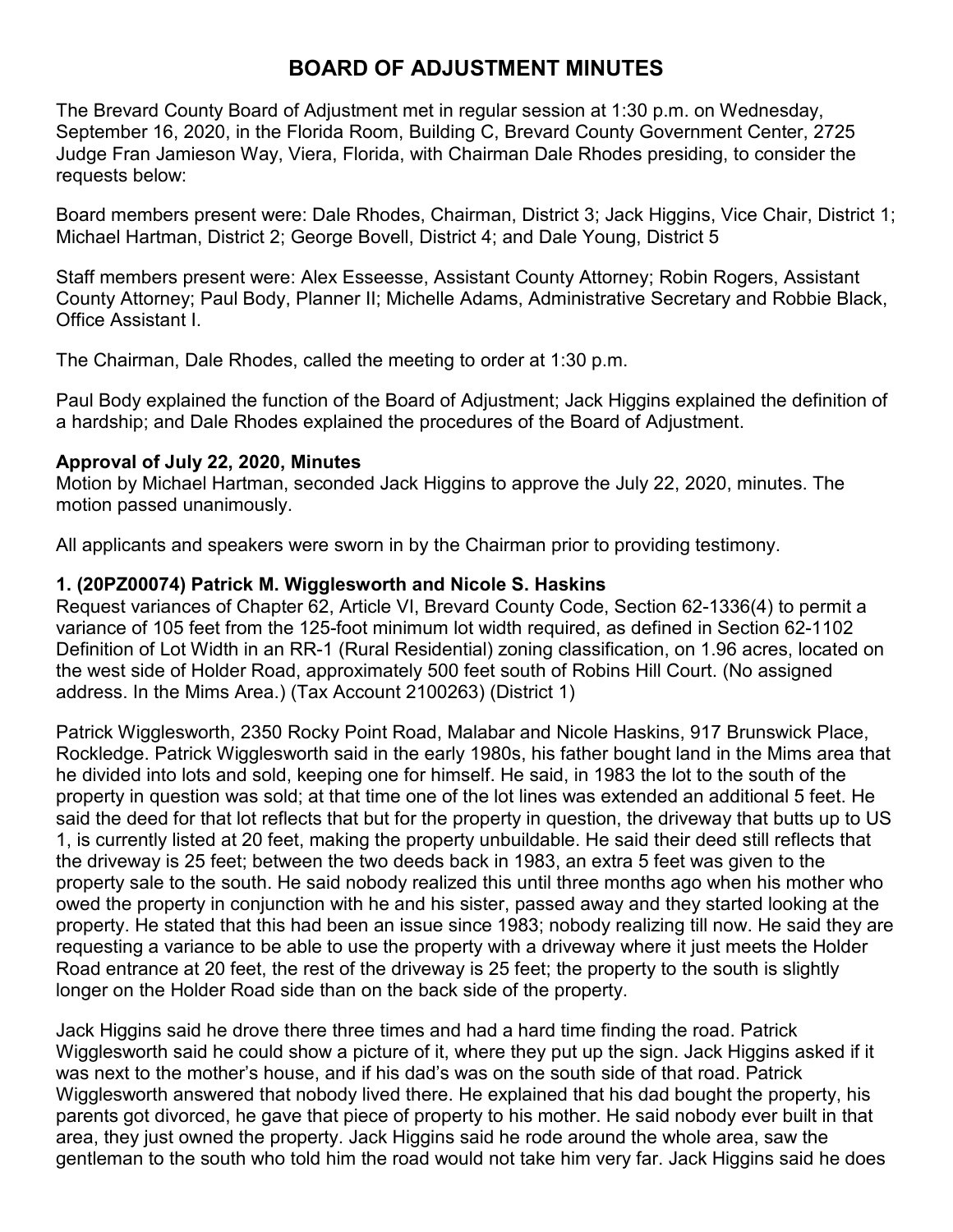# BOARD OF ADJUSTMENT MINUTES

The Brevard County Board of Adjustment met in regular session at 1:30 p.m. on Wednesday, September 16, 2020, in the Florida Room, Building C, Brevard County Government Center, 2725 Judge Fran Jamieson Way, Viera, Florida, with Chairman Dale Rhodes presiding, to consider the requests below:

Board members present were: Dale Rhodes, Chairman, District 3; Jack Higgins, Vice Chair, District 1; Michael Hartman, District 2; George Bovell, District 4; and Dale Young, District 5

Staff members present were: Alex Esseesse, Assistant County Attorney; Robin Rogers, Assistant County Attorney; Paul Body, Planner II; Michelle Adams, Administrative Secretary and Robbie Black, Office Assistant I.

The Chairman, Dale Rhodes, called the meeting to order at 1:30 p.m.

Paul Body explained the function of the Board of Adjustment; Jack Higgins explained the definition of a hardship; and Dale Rhodes explained the procedures of the Board of Adjustment.

**Approval of July 22, 2020, Minutes**
Motion by Michael Hartman, seconded Jack Higgins to approve the July 22, 2020, minutes. The motion passed unanimously.

All applicants and speakers were sworn in by the Chairman prior to providing testimony.

**1. (20PZ00074) Patrick M. Wigglesworth and Nicole S. Haskins**
Request variances of Chapter 62, Article VI, Brevard County Code, Section 62-1336(4) to permit a variance of 105 feet from the 125-foot minimum lot width required, as defined in Section 62-1102 Definition of Lot Width in an RR-1 (Rural Residential) zoning classification, on 1.96 acres, located on the west side of Holder Road, approximately 500 feet south of Robins Hill Court. (No assigned address. In the Mims Area.) (Tax Account 2100263) (District 1)

Patrick Wigglesworth, 2350 Rocky Point Road, Malabar and Nicole Haskins, 917 Brunswick Place, Rockledge. Patrick Wigglesworth said in the early 1980s, his father bought land in the Mims area that he divided into lots and sold, keeping one for himself. He said, in 1983 the lot to the south of the property in question was sold; at that time one of the lot lines was extended an additional 5 feet. He said the deed for that lot reflects that but for the property in question, the driveway that butts up to US 1, is currently listed at 20 feet, making the property unbuildable. He said their deed still reflects that the driveway is 25 feet; between the two deeds back in 1983, an extra 5 feet was given to the property sale to the south. He said nobody realized this until three months ago when his mother who owed the property in conjunction with he and his sister, passed away and they started looking at the property. He stated that this had been an issue since 1983; nobody realizing till now. He said they are requesting a variance to be able to use the property with a driveway where it just meets the Holder Road entrance at 20 feet, the rest of the driveway is 25 feet; the property to the south is slightly longer on the Holder Road side than on the back side of the property.

Jack Higgins said he drove there three times and had a hard time finding the road. Patrick Wigglesworth said he could show a picture of it, where they put up the sign. Jack Higgins asked if it was next to the mother's house, and if his dad's was on the south side of that road. Patrick Wigglesworth answered that nobody lived there. He explained that his dad bought the property, his parents got divorced, he gave that piece of property to his mother. He said nobody ever built in that area, they just owned the property. Jack Higgins said he rode around the whole area, saw the gentleman to the south who told him the road would not take him very far. Jack Higgins said he does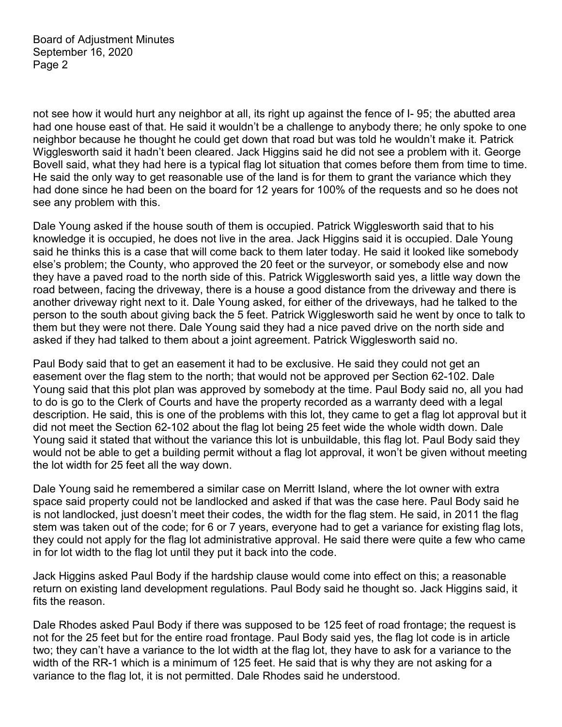not see how it would hurt any neighbor at all, its right up against the fence of I- 95; the abutted area had one house east of that. He said it wouldn't be a challenge to anybody there; he only spoke to one neighbor because he thought he could get down that road but was told he wouldn't make it. Patrick Wigglesworth said it hadn't been cleared. Jack Higgins said he did not see a problem with it. George Bovell said, what they had here is a typical flag lot situation that comes before them from time to time. He said the only way to get reasonable use of the land is for them to grant the variance which they had done since he had been on the board for 12 years for 100% of the requests and so he does not see any problem with this.

Dale Young asked if the house south of them is occupied. Patrick Wigglesworth said that to his knowledge it is occupied, he does not live in the area. Jack Higgins said it is occupied. Dale Young said he thinks this is a case that will come back to them later today. He said it looked like somebody else's problem; the County, who approved the 20 feet or the surveyor, or somebody else and now they have a paved road to the north side of this. Patrick Wigglesworth said yes, a little way down the road between, facing the driveway, there is a house a good distance from the driveway and there is another driveway right next to it. Dale Young asked, for either of the driveways, had he talked to the person to the south about giving back the 5 feet. Patrick Wigglesworth said he went by once to talk to them but they were not there. Dale Young said they had a nice paved drive on the north side and asked if they had talked to them about a joint agreement. Patrick Wigglesworth said no.

Paul Body said that to get an easement it had to be exclusive. He said they could not get an easement over the flag stem to the north; that would not be approved per Section 62-102. Dale Young said that this plot plan was approved by somebody at the time. Paul Body said no, all you had to do is go to the Clerk of Courts and have the property recorded as a warranty deed with a legal description. He said, this is one of the problems with this lot, they came to get a flag lot approval but it did not meet the Section 62-102 about the flag lot being 25 feet wide the whole width down. Dale Young said it stated that without the variance this lot is unbuildable, this flag lot. Paul Body said they would not be able to get a building permit without a flag lot approval, it won't be given without meeting the lot width for 25 feet all the way down.

Dale Young said he remembered a similar case on Merritt Island, where the lot owner with extra space said property could not be landlocked and asked if that was the case here. Paul Body said he is not landlocked, just doesn't meet their codes, the width for the flag stem. He said, in 2011 the flag stem was taken out of the code; for 6 or 7 years, everyone had to get a variance for existing flag lots, they could not apply for the flag lot administrative approval. He said there were quite a few who came in for lot width to the flag lot until they put it back into the code.

Jack Higgins asked Paul Body if the hardship clause would come into effect on this; a reasonable return on existing land development regulations. Paul Body said he thought so. Jack Higgins said, it fits the reason.

Dale Rhodes asked Paul Body if there was supposed to be 125 feet of road frontage; the request is not for the 25 feet but for the entire road frontage. Paul Body said yes, the flag lot code is in article two; they can't have a variance to the lot width at the flag lot, they have to ask for a variance to the width of the RR-1 which is a minimum of 125 feet. He said that is why they are not asking for a variance to the flag lot, it is not permitted. Dale Rhodes said he understood.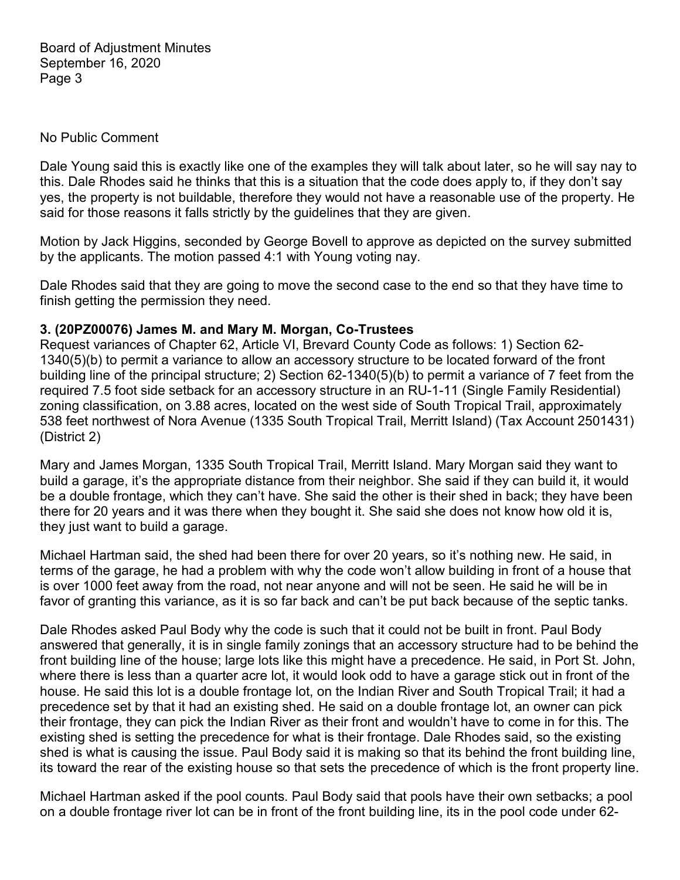No Public Comment

Dale Young said this is exactly like one of the examples they will talk about later, so he will say nay to this. Dale Rhodes said he thinks that this is a situation that the code does apply to, if they don't say yes, the property is not buildable, therefore they would not have a reasonable use of the property. He said for those reasons it falls strictly by the guidelines that they are given.

Motion by Jack Higgins, seconded by George Bovell to approve as depicted on the survey submitted by the applicants. The motion passed 4:1 with Young voting nay.

Dale Rhodes said that they are going to move the second case to the end so that they have time to finish getting the permission they need.

**3. (20PZ00076) James M. and Mary M. Morgan, Co-Trustees**

Request variances of Chapter 62, Article VI, Brevard County Code as follows: 1) Section 62-1340(5)(b) to permit a variance to allow an accessory structure to be located forward of the front building line of the principal structure; 2) Section 62-1340(5)(b) to permit a variance of 7 feet from the required 7.5 foot side setback for an accessory structure in an RU-1-11 (Single Family Residential) zoning classification, on 3.88 acres, located on the west side of South Tropical Trail, approximately 538 feet northwest of Nora Avenue (1335 South Tropical Trail, Merritt Island) (Tax Account 2501431) (District 2)

Mary and James Morgan, 1335 South Tropical Trail, Merritt Island. Mary Morgan said they want to build a garage, it's the appropriate distance from their neighbor. She said if they can build it, it would be a double frontage, which they can't have. She said the other is their shed in back; they have been there for 20 years and it was there when they bought it. She said she does not know how old it is, they just want to build a garage.

Michael Hartman said, the shed had been there for over 20 years, so it's nothing new. He said, in terms of the garage, he had a problem with why the code won't allow building in front of a house that is over 1000 feet away from the road, not near anyone and will not be seen. He said he will be in favor of granting this variance, as it is so far back and can't be put back because of the septic tanks.

Dale Rhodes asked Paul Body why the code is such that it could not be built in front. Paul Body answered that generally, it is in single family zonings that an accessory structure had to be behind the front building line of the house; large lots like this might have a precedence. He said, in Port St. John, where there is less than a quarter acre lot, it would look odd to have a garage stick out in front of the house. He said this lot is a double frontage lot, on the Indian River and South Tropical Trail; it had a precedence set by that it had an existing shed. He said on a double frontage lot, an owner can pick their frontage, they can pick the Indian River as their front and wouldn't have to come in for this. The existing shed is setting the precedence for what is their frontage. Dale Rhodes said, so the existing shed is what is causing the issue. Paul Body said it is making so that its behind the front building line, its toward the rear of the existing house so that sets the precedence of which is the front property line.

Michael Hartman asked if the pool counts. Paul Body said that pools have their own setbacks; a pool on a double frontage river lot can be in front of the front building line, its in the pool code under 62-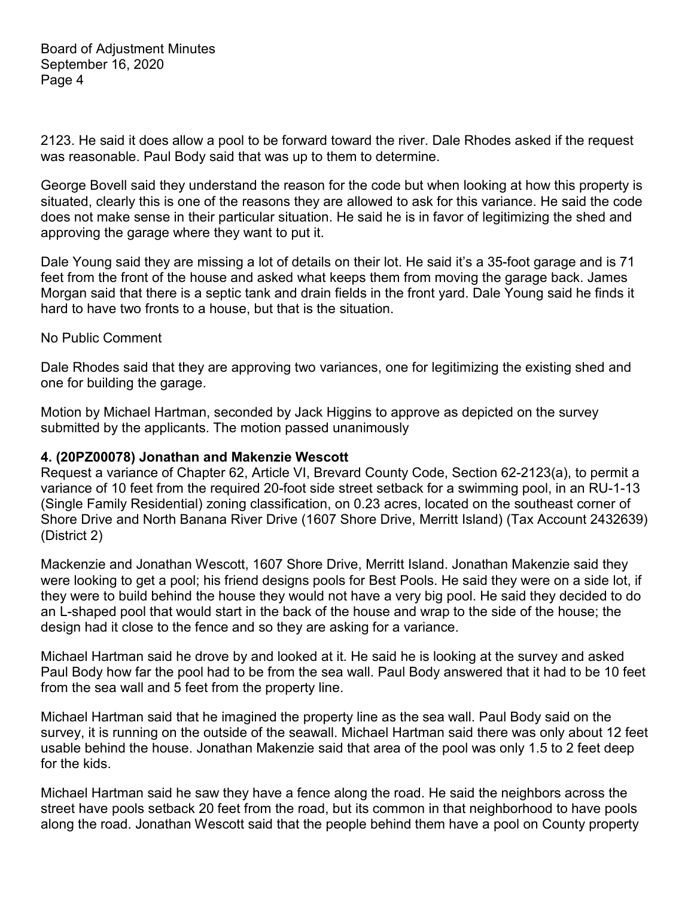2123. He said it does allow a pool to be forward toward the river. Dale Rhodes asked if the request was reasonable. Paul Body said that was up to them to determine.

George Bovell said they understand the reason for the code but when looking at how this property is situated, clearly this is one of the reasons they are allowed to ask for this variance. He said the code does not make sense in their particular situation. He said he is in favor of legitimizing the shed and approving the garage where they want to put it.

Dale Young said they are missing a lot of details on their lot. He said it's a 35-foot garage and is 71 feet from the front of the house and asked what keeps them from moving the garage back. James Morgan said that there is a septic tank and drain fields in the front yard. Dale Young said he finds it hard to have two fronts to a house, but that is the situation.

No Public Comment

Dale Rhodes said that they are approving two variances, one for legitimizing the existing shed and one for building the garage.

Motion by Michael Hartman, seconded by Jack Higgins to approve as depicted on the survey submitted by the applicants. The motion passed unanimously

**4. (20PZ00078) Jonathan and Makenzie Wescott**

Request a variance of Chapter 62, Article VI, Brevard County Code, Section 62-2123(a), to permit a variance of 10 feet from the required 20-foot side street setback for a swimming pool, in an RU-1-13 (Single Family Residential) zoning classification, on 0.23 acres, located on the southeast corner of Shore Drive and North Banana River Drive (1607 Shore Drive, Merritt Island) (Tax Account 2432639) (District 2)

Mackenzie and Jonathan Wescott, 1607 Shore Drive, Merritt Island. Jonathan Makenzie said they were looking to get a pool; his friend designs pools for Best Pools. He said they were on a side lot, if they were to build behind the house they would not have a very big pool. He said they decided to do an L-shaped pool that would start in the back of the house and wrap to the side of the house; the design had it close to the fence and so they are asking for a variance.

Michael Hartman said he drove by and looked at it. He said he is looking at the survey and asked Paul Body how far the pool had to be from the sea wall. Paul Body answered that it had to be 10 feet from the sea wall and 5 feet from the property line.

Michael Hartman said that he imagined the property line as the sea wall. Paul Body said on the survey, it is running on the outside of the seawall. Michael Hartman said there was only about 12 feet usable behind the house. Jonathan Makenzie said that area of the pool was only 1.5 to 2 feet deep for the kids.

Michael Hartman said he saw they have a fence along the road. He said the neighbors across the street have pools setback 20 feet from the road, but its common in that neighborhood to have pools along the road. Jonathan Wescott said that the people behind them have a pool on County property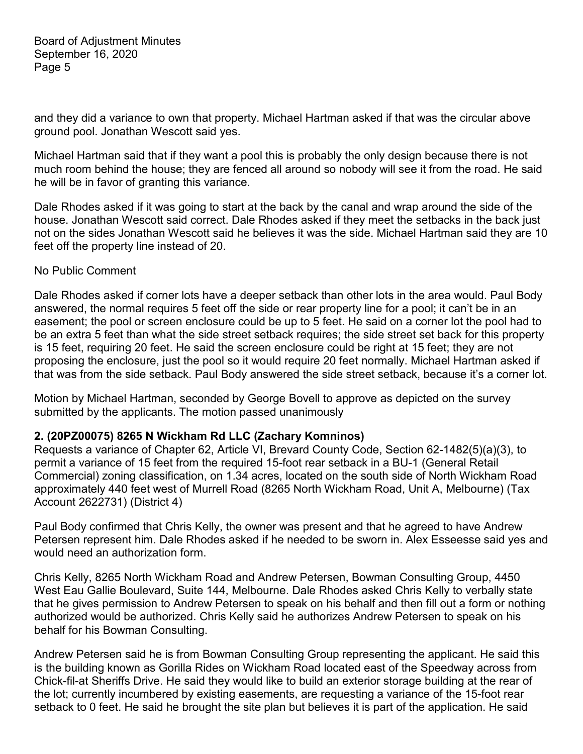and they did a variance to own that property. Michael Hartman asked if that was the circular above ground pool. Jonathan Wescott said yes.

Michael Hartman said that if they want a pool this is probably the only design because there is not much room behind the house; they are fenced all around so nobody will see it from the road. He said he will be in favor of granting this variance.

Dale Rhodes asked if it was going to start at the back by the canal and wrap around the side of the house. Jonathan Wescott said correct. Dale Rhodes asked if they meet the setbacks in the back just not on the sides Jonathan Wescott said he believes it was the side. Michael Hartman said they are 10 feet off the property line instead of 20.

No Public Comment

Dale Rhodes asked if corner lots have a deeper setback than other lots in the area would. Paul Body answered, the normal requires 5 feet off the side or rear property line for a pool; it can't be in an easement; the pool or screen enclosure could be up to 5 feet. He said on a corner lot the pool had to be an extra 5 feet than what the side street setback requires; the side street set back for this property is 15 feet, requiring 20 feet. He said the screen enclosure could be right at 15 feet; they are not proposing the enclosure, just the pool so it would require 20 feet normally. Michael Hartman asked if that was from the side setback. Paul Body answered the side street setback, because it's a corner lot.

Motion by Michael Hartman, seconded by George Bovell to approve as depicted on the survey submitted by the applicants. The motion passed unanimously

**2. (20PZ00075) 8265 N Wickham Rd LLC (Zachary Komninos)**

Requests a variance of Chapter 62, Article VI, Brevard County Code, Section 62-1482(5)(a)(3), to permit a variance of 15 feet from the required 15-foot rear setback in a BU-1 (General Retail Commercial) zoning classification, on 1.34 acres, located on the south side of North Wickham Road approximately 440 feet west of Murrell Road (8265 North Wickham Road, Unit A, Melbourne) (Tax Account 2622731) (District 4)

Paul Body confirmed that Chris Kelly, the owner was present and that he agreed to have Andrew Petersen represent him. Dale Rhodes asked if he needed to be sworn in. Alex Esseesse said yes and would need an authorization form.

Chris Kelly, 8265 North Wickham Road and Andrew Petersen, Bowman Consulting Group, 4450 West Eau Gallie Boulevard, Suite 144, Melbourne. Dale Rhodes asked Chris Kelly to verbally state that he gives permission to Andrew Petersen to speak on his behalf and then fill out a form or nothing authorized would be authorized. Chris Kelly said he authorizes Andrew Petersen to speak on his behalf for his Bowman Consulting.

Andrew Petersen said he is from Bowman Consulting Group representing the applicant. He said this is the building known as Gorilla Rides on Wickham Road located east of the Speedway across from Chick-fil-at Sheriffs Drive. He said they would like to build an exterior storage building at the rear of the lot; currently incumbered by existing easements, are requesting a variance of the 15-foot rear setback to 0 feet. He said he brought the site plan but believes it is part of the application. He said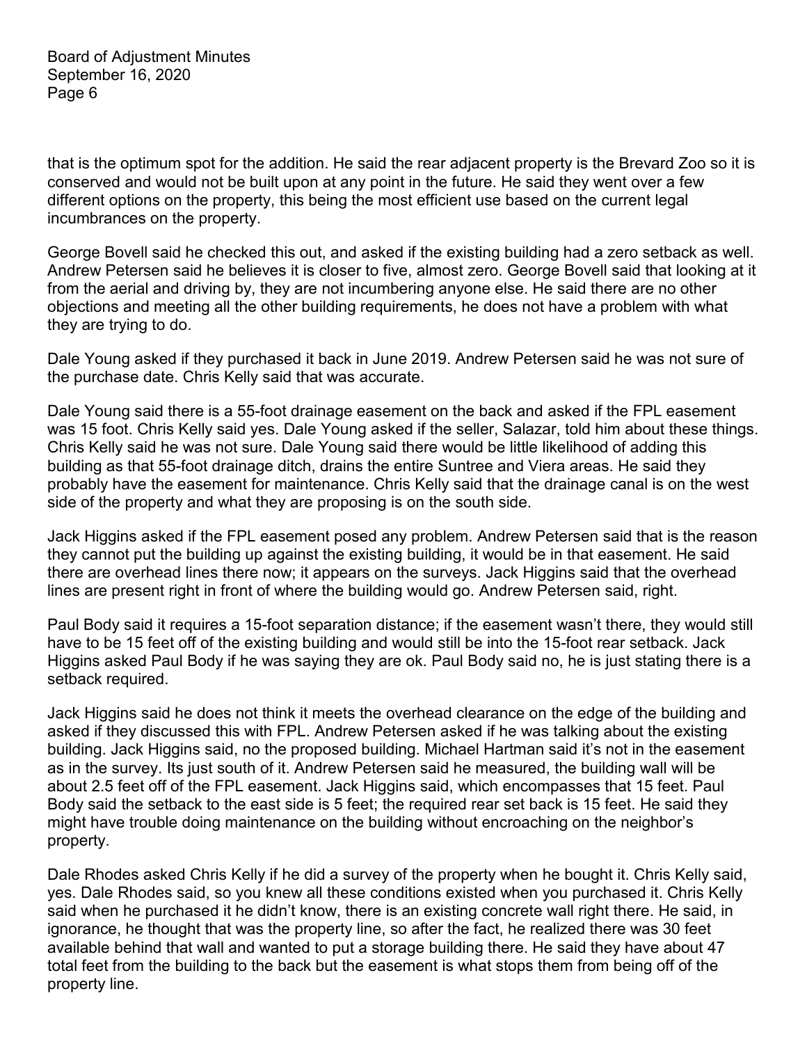that is the optimum spot for the addition. He said the rear adjacent property is the Brevard Zoo so it is conserved and would not be built upon at any point in the future. He said they went over a few different options on the property, this being the most efficient use based on the current legal incumbrances on the property.

George Bovell said he checked this out, and asked if the existing building had a zero setback as well. Andrew Petersen said he believes it is closer to five, almost zero. George Bovell said that looking at it from the aerial and driving by, they are not incumbering anyone else. He said there are no other objections and meeting all the other building requirements, he does not have a problem with what they are trying to do.

Dale Young asked if they purchased it back in June 2019. Andrew Petersen said he was not sure of the purchase date. Chris Kelly said that was accurate.

Dale Young said there is a 55-foot drainage easement on the back and asked if the FPL easement was 15 foot. Chris Kelly said yes. Dale Young asked if the seller, Salazar, told him about these things. Chris Kelly said he was not sure. Dale Young said there would be little likelihood of adding this building as that 55-foot drainage ditch, drains the entire Suntree and Viera areas. He said they probably have the easement for maintenance. Chris Kelly said that the drainage canal is on the west side of the property and what they are proposing is on the south side.

Jack Higgins asked if the FPL easement posed any problem. Andrew Petersen said that is the reason they cannot put the building up against the existing building, it would be in that easement. He said there are overhead lines there now; it appears on the surveys. Jack Higgins said that the overhead lines are present right in front of where the building would go. Andrew Petersen said, right.

Paul Body said it requires a 15-foot separation distance; if the easement wasn't there, they would still have to be 15 feet off of the existing building and would still be into the 15-foot rear setback. Jack Higgins asked Paul Body if he was saying they are ok. Paul Body said no, he is just stating there is a setback required.

Jack Higgins said he does not think it meets the overhead clearance on the edge of the building and asked if they discussed this with FPL. Andrew Petersen asked if he was talking about the existing building. Jack Higgins said, no the proposed building. Michael Hartman said it's not in the easement as in the survey. Its just south of it. Andrew Petersen said he measured, the building wall will be about 2.5 feet off of the FPL easement. Jack Higgins said, which encompasses that 15 feet. Paul Body said the setback to the east side is 5 feet; the required rear set back is 15 feet. He said they might have trouble doing maintenance on the building without encroaching on the neighbor's property.

Dale Rhodes asked Chris Kelly if he did a survey of the property when he bought it. Chris Kelly said, yes. Dale Rhodes said, so you knew all these conditions existed when you purchased it. Chris Kelly said when he purchased it he didn't know, there is an existing concrete wall right there. He said, in ignorance, he thought that was the property line, so after the fact, he realized there was 30 feet available behind that wall and wanted to put a storage building there. He said they have about 47 total feet from the building to the back but the easement is what stops them from being off of the property line.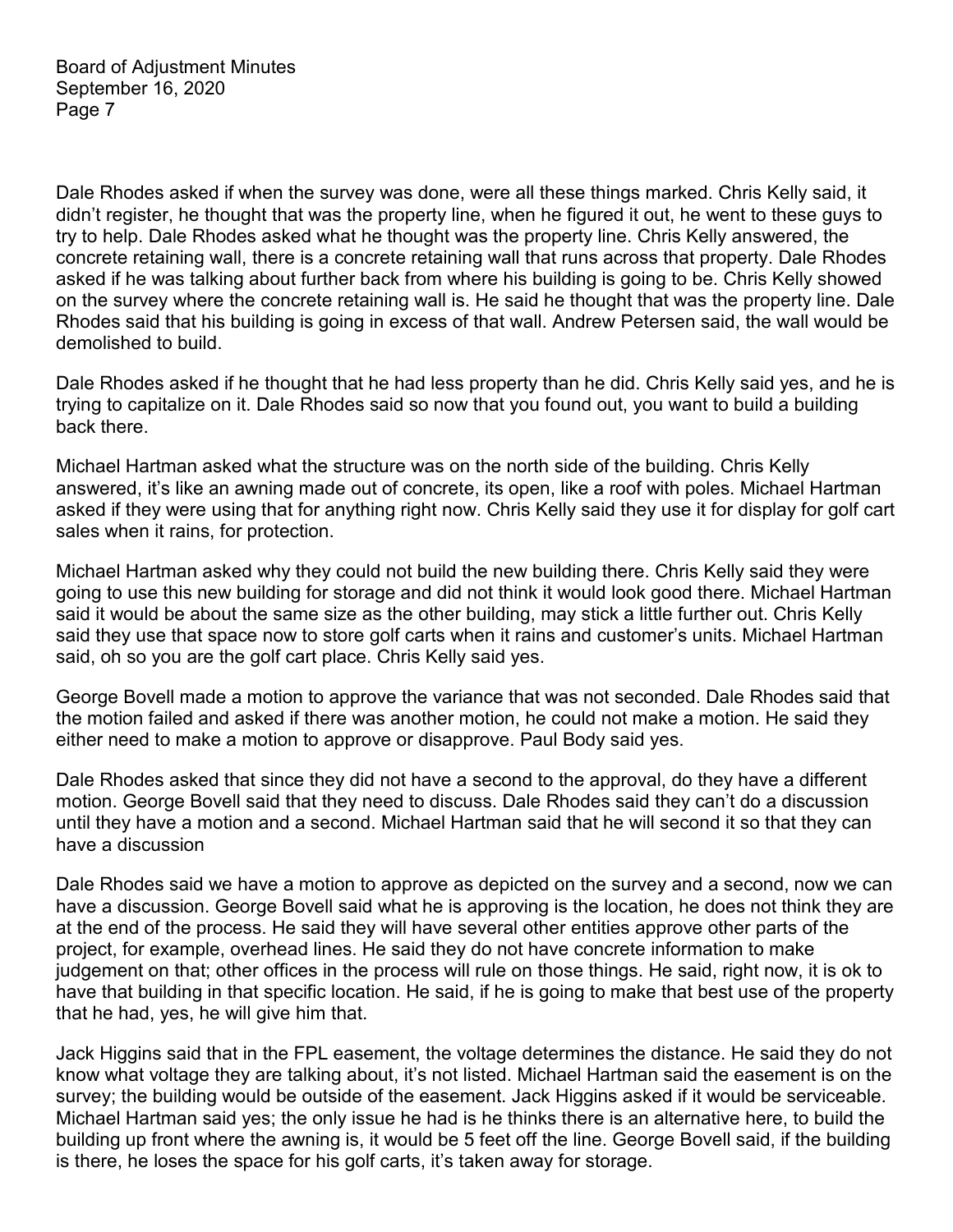Dale Rhodes asked if when the survey was done, were all these things marked. Chris Kelly said, it didn't register, he thought that was the property line, when he figured it out, he went to these guys to try to help. Dale Rhodes asked what he thought was the property line. Chris Kelly answered, the concrete retaining wall, there is a concrete retaining wall that runs across that property. Dale Rhodes asked if he was talking about further back from where his building is going to be. Chris Kelly showed on the survey where the concrete retaining wall is. He said he thought that was the property line. Dale Rhodes said that his building is going in excess of that wall. Andrew Petersen said, the wall would be demolished to build.

Dale Rhodes asked if he thought that he had less property than he did. Chris Kelly said yes, and he is trying to capitalize on it. Dale Rhodes said so now that you found out, you want to build a building back there.

Michael Hartman asked what the structure was on the north side of the building. Chris Kelly answered, it's like an awning made out of concrete, its open, like a roof with poles. Michael Hartman asked if they were using that for anything right now. Chris Kelly said they use it for display for golf cart sales when it rains, for protection.

Michael Hartman asked why they could not build the new building there. Chris Kelly said they were going to use this new building for storage and did not think it would look good there. Michael Hartman said it would be about the same size as the other building, may stick a little further out. Chris Kelly said they use that space now to store golf carts when it rains and customer's units. Michael Hartman said, oh so you are the golf cart place. Chris Kelly said yes.

George Bovell made a motion to approve the variance that was not seconded. Dale Rhodes said that the motion failed and asked if there was another motion, he could not make a motion. He said they either need to make a motion to approve or disapprove. Paul Body said yes.

Dale Rhodes asked that since they did not have a second to the approval, do they have a different motion. George Bovell said that they need to discuss. Dale Rhodes said they can't do a discussion until they have a motion and a second. Michael Hartman said that he will second it so that they can have a discussion

Dale Rhodes said we have a motion to approve as depicted on the survey and a second, now we can have a discussion. George Bovell said what he is approving is the location, he does not think they are at the end of the process. He said they will have several other entities approve other parts of the project, for example, overhead lines. He said they do not have concrete information to make judgement on that; other offices in the process will rule on those things. He said, right now, it is ok to have that building in that specific location. He said, if he is going to make that best use of the property that he had, yes, he will give him that.

Jack Higgins said that in the FPL easement, the voltage determines the distance. He said they do not know what voltage they are talking about, it's not listed. Michael Hartman said the easement is on the survey; the building would be outside of the easement. Jack Higgins asked if it would be serviceable. Michael Hartman said yes; the only issue he had is he thinks there is an alternative here, to build the building up front where the awning is, it would be 5 feet off the line. George Bovell said, if the building is there, he loses the space for his golf carts, it's taken away for storage.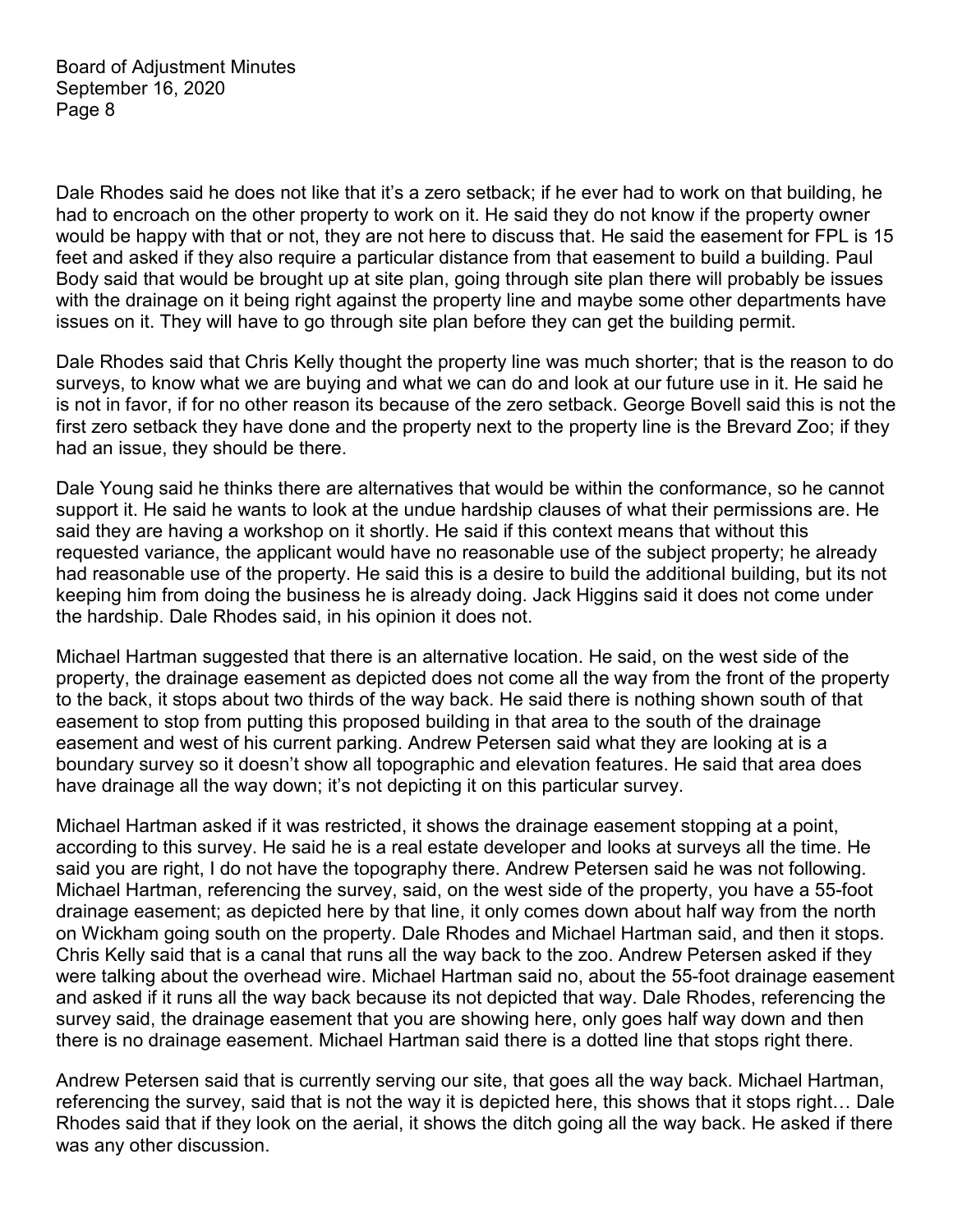Dale Rhodes said he does not like that it's a zero setback; if he ever had to work on that building, he had to encroach on the other property to work on it. He said they do not know if the property owner would be happy with that or not, they are not here to discuss that. He said the easement for FPL is 15 feet and asked if they also require a particular distance from that easement to build a building. Paul Body said that would be brought up at site plan, going through site plan there will probably be issues with the drainage on it being right against the property line and maybe some other departments have issues on it. They will have to go through site plan before they can get the building permit.

Dale Rhodes said that Chris Kelly thought the property line was much shorter; that is the reason to do surveys, to know what we are buying and what we can do and look at our future use in it. He said he is not in favor, if for no other reason its because of the zero setback. George Bovell said this is not the first zero setback they have done and the property next to the property line is the Brevard Zoo; if they had an issue, they should be there.

Dale Young said he thinks there are alternatives that would be within the conformance, so he cannot support it. He said he wants to look at the undue hardship clauses of what their permissions are. He said they are having a workshop on it shortly. He said if this context means that without this requested variance, the applicant would have no reasonable use of the subject property; he already had reasonable use of the property. He said this is a desire to build the additional building, but its not keeping him from doing the business he is already doing. Jack Higgins said it does not come under the hardship. Dale Rhodes said, in his opinion it does not.

Michael Hartman suggested that there is an alternative location. He said, on the west side of the property, the drainage easement as depicted does not come all the way from the front of the property to the back, it stops about two thirds of the way back. He said there is nothing shown south of that easement to stop from putting this proposed building in that area to the south of the drainage easement and west of his current parking. Andrew Petersen said what they are looking at is a boundary survey so it doesn't show all topographic and elevation features. He said that area does have drainage all the way down; it's not depicting it on this particular survey.

Michael Hartman asked if it was restricted, it shows the drainage easement stopping at a point, according to this survey. He said he is a real estate developer and looks at surveys all the time. He said you are right, I do not have the topography there. Andrew Petersen said he was not following. Michael Hartman, referencing the survey, said, on the west side of the property, you have a 55-foot drainage easement; as depicted here by that line, it only comes down about half way from the north on Wickham going south on the property. Dale Rhodes and Michael Hartman said, and then it stops. Chris Kelly said that is a canal that runs all the way back to the zoo. Andrew Petersen asked if they were talking about the overhead wire. Michael Hartman said no, about the 55-foot drainage easement and asked if it runs all the way back because its not depicted that way. Dale Rhodes, referencing the survey said, the drainage easement that you are showing here, only goes half way down and then there is no drainage easement. Michael Hartman said there is a dotted line that stops right there.

Andrew Petersen said that is currently serving our site, that goes all the way back. Michael Hartman, referencing the survey, said that is not the way it is depicted here, this shows that it stops right… Dale Rhodes said that if they look on the aerial, it shows the ditch going all the way back. He asked if there was any other discussion.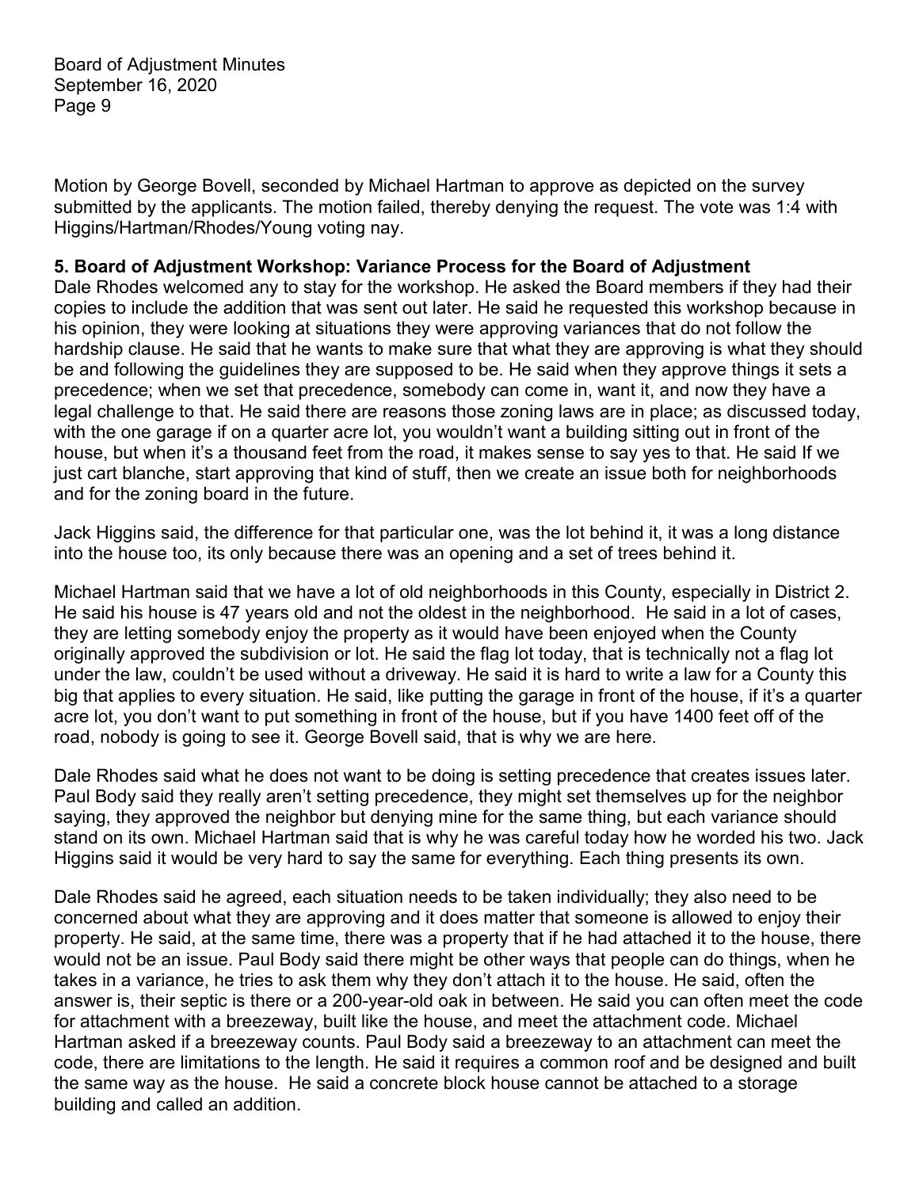Motion by George Bovell, seconded by Michael Hartman to approve as depicted on the survey submitted by the applicants. The motion failed, thereby denying the request. The vote was 1:4 with Higgins/Hartman/Rhodes/Young voting nay.

**5. Board of Adjustment Workshop: Variance Process for the Board of Adjustment**

Dale Rhodes welcomed any to stay for the workshop. He asked the Board members if they had their copies to include the addition that was sent out later. He said he requested this workshop because in his opinion, they were looking at situations they were approving variances that do not follow the hardship clause. He said that he wants to make sure that what they are approving is what they should be and following the guidelines they are supposed to be. He said when they approve things it sets a precedence; when we set that precedence, somebody can come in, want it, and now they have a legal challenge to that. He said there are reasons those zoning laws are in place; as discussed today, with the one garage if on a quarter acre lot, you wouldn't want a building sitting out in front of the house, but when it's a thousand feet from the road, it makes sense to say yes to that. He said If we just cart blanche, start approving that kind of stuff, then we create an issue both for neighborhoods and for the zoning board in the future.

Jack Higgins said, the difference for that particular one, was the lot behind it, it was a long distance into the house too, its only because there was an opening and a set of trees behind it.

Michael Hartman said that we have a lot of old neighborhoods in this County, especially in District 2. He said his house is 47 years old and not the oldest in the neighborhood. He said in a lot of cases, they are letting somebody enjoy the property as it would have been enjoyed when the County originally approved the subdivision or lot. He said the flag lot today, that is technically not a flag lot under the law, couldn't be used without a driveway. He said it is hard to write a law for a County this big that applies to every situation. He said, like putting the garage in front of the house, if it's a quarter acre lot, you don't want to put something in front of the house, but if you have 1400 feet off of the road, nobody is going to see it. George Bovell said, that is why we are here.

Dale Rhodes said what he does not want to be doing is setting precedence that creates issues later. Paul Body said they really aren't setting precedence, they might set themselves up for the neighbor saying, they approved the neighbor but denying mine for the same thing, but each variance should stand on its own. Michael Hartman said that is why he was careful today how he worded his two. Jack Higgins said it would be very hard to say the same for everything. Each thing presents its own.

Dale Rhodes said he agreed, each situation needs to be taken individually; they also need to be concerned about what they are approving and it does matter that someone is allowed to enjoy their property. He said, at the same time, there was a property that if he had attached it to the house, there would not be an issue. Paul Body said there might be other ways that people can do things, when he takes in a variance, he tries to ask them why they don't attach it to the house. He said, often the answer is, their septic is there or a 200-year-old oak in between. He said you can often meet the code for attachment with a breezeway, built like the house, and meet the attachment code. Michael Hartman asked if a breezeway counts. Paul Body said a breezeway to an attachment can meet the code, there are limitations to the length. He said it requires a common roof and be designed and built the same way as the house. He said a concrete block house cannot be attached to a storage building and called an addition.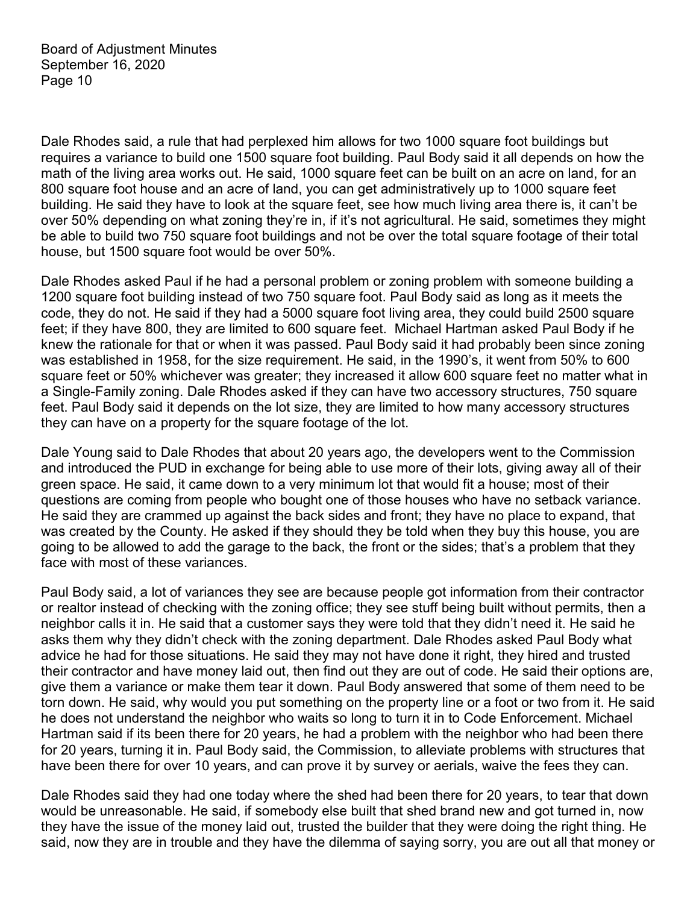Dale Rhodes said, a rule that had perplexed him allows for two 1000 square foot buildings but requires a variance to build one 1500 square foot building. Paul Body said it all depends on how the math of the living area works out. He said, 1000 square feet can be built on an acre on land, for an 800 square foot house and an acre of land, you can get administratively up to 1000 square feet building. He said they have to look at the square feet, see how much living area there is, it can't be over 50% depending on what zoning they're in, if it's not agricultural. He said, sometimes they might be able to build two 750 square foot buildings and not be over the total square footage of their total house, but 1500 square foot would be over 50%.

Dale Rhodes asked Paul if he had a personal problem or zoning problem with someone building a 1200 square foot building instead of two 750 square foot. Paul Body said as long as it meets the code, they do not. He said if they had a 5000 square foot living area, they could build 2500 square feet; if they have 800, they are limited to 600 square feet. Michael Hartman asked Paul Body if he knew the rationale for that or when it was passed. Paul Body said it had probably been since zoning was established in 1958, for the size requirement. He said, in the 1990's, it went from 50% to 600 square feet or 50% whichever was greater; they increased it allow 600 square feet no matter what in a Single-Family zoning. Dale Rhodes asked if they can have two accessory structures, 750 square feet. Paul Body said it depends on the lot size, they are limited to how many accessory structures they can have on a property for the square footage of the lot.

Dale Young said to Dale Rhodes that about 20 years ago, the developers went to the Commission and introduced the PUD in exchange for being able to use more of their lots, giving away all of their green space. He said, it came down to a very minimum lot that would fit a house; most of their questions are coming from people who bought one of those houses who have no setback variance. He said they are crammed up against the back sides and front; they have no place to expand, that was created by the County. He asked if they should they be told when they buy this house, you are going to be allowed to add the garage to the back, the front or the sides; that's a problem that they face with most of these variances.

Paul Body said, a lot of variances they see are because people got information from their contractor or realtor instead of checking with the zoning office; they see stuff being built without permits, then a neighbor calls it in. He said that a customer says they were told that they didn't need it. He said he asks them why they didn't check with the zoning department. Dale Rhodes asked Paul Body what advice he had for those situations. He said they may not have done it right, they hired and trusted their contractor and have money laid out, then find out they are out of code. He said their options are, give them a variance or make them tear it down. Paul Body answered that some of them need to be torn down. He said, why would you put something on the property line or a foot or two from it. He said he does not understand the neighbor who waits so long to turn it in to Code Enforcement. Michael Hartman said if its been there for 20 years, he had a problem with the neighbor who had been there for 20 years, turning it in. Paul Body said, the Commission, to alleviate problems with structures that have been there for over 10 years, and can prove it by survey or aerials, waive the fees they can.

Dale Rhodes said they had one today where the shed had been there for 20 years, to tear that down would be unreasonable. He said, if somebody else built that shed brand new and got turned in, now they have the issue of the money laid out, trusted the builder that they were doing the right thing. He said, now they are in trouble and they have the dilemma of saying sorry, you are out all that money or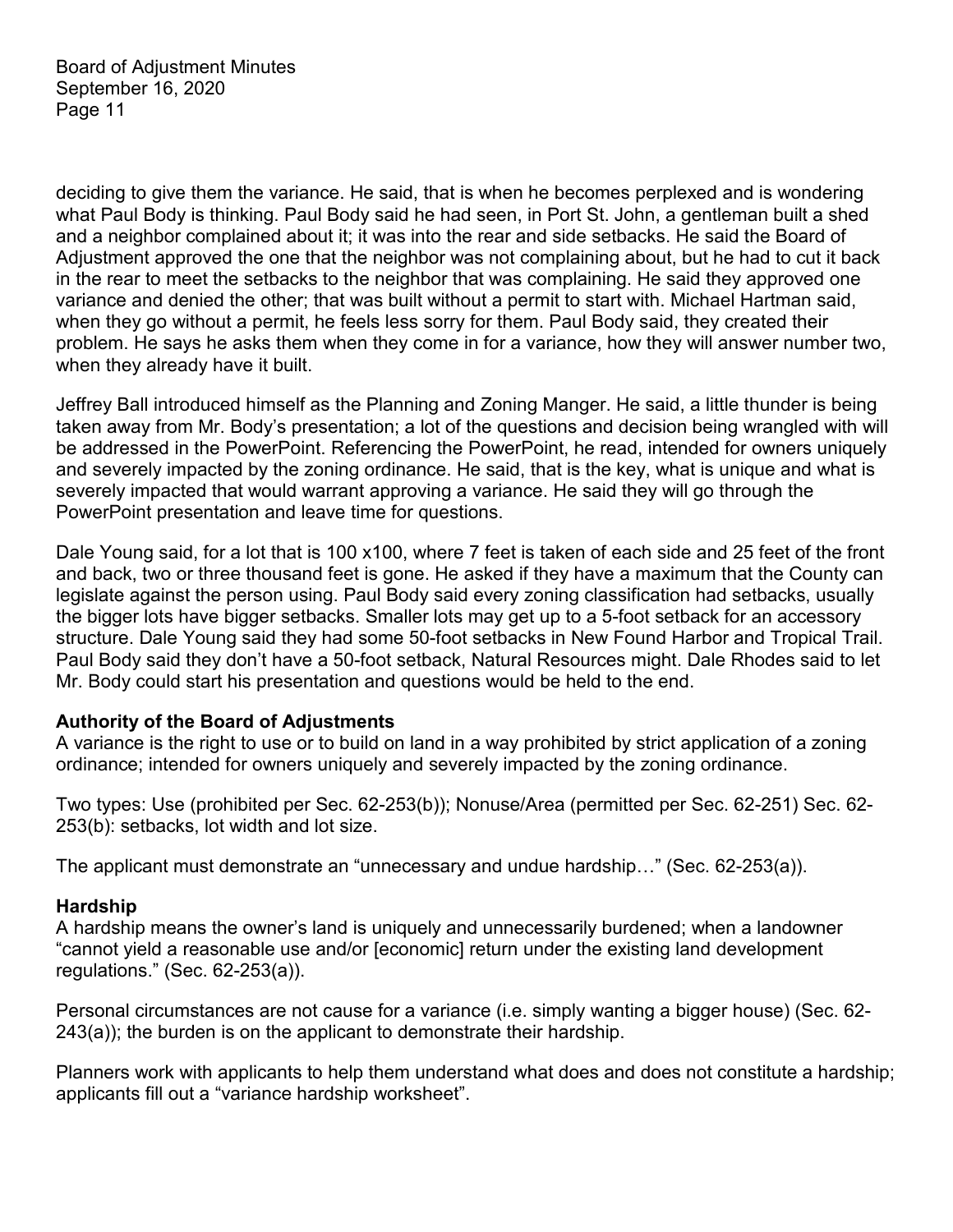deciding to give them the variance. He said, that is when he becomes perplexed and is wondering what Paul Body is thinking. Paul Body said he had seen, in Port St. John, a gentleman built a shed and a neighbor complained about it; it was into the rear and side setbacks. He said the Board of Adjustment approved the one that the neighbor was not complaining about, but he had to cut it back in the rear to meet the setbacks to the neighbor that was complaining. He said they approved one variance and denied the other; that was built without a permit to start with. Michael Hartman said, when they go without a permit, he feels less sorry for them. Paul Body said, they created their problem. He says he asks them when they come in for a variance, how they will answer number two, when they already have it built.

Jeffrey Ball introduced himself as the Planning and Zoning Manger. He said, a little thunder is being taken away from Mr. Body's presentation; a lot of the questions and decision being wrangled with will be addressed in the PowerPoint. Referencing the PowerPoint, he read, intended for owners uniquely and severely impacted by the zoning ordinance. He said, that is the key, what is unique and what is severely impacted that would warrant approving a variance. He said they will go through the PowerPoint presentation and leave time for questions.

Dale Young said, for a lot that is 100 x100, where 7 feet is taken of each side and 25 feet of the front and back, two or three thousand feet is gone. He asked if they have a maximum that the County can legislate against the person using. Paul Body said every zoning classification had setbacks, usually the bigger lots have bigger setbacks. Smaller lots may get up to a 5-foot setback for an accessory structure. Dale Young said they had some 50-foot setbacks in New Found Harbor and Tropical Trail. Paul Body said they don't have a 50-foot setback, Natural Resources might. Dale Rhodes said to let Mr. Body could start his presentation and questions would be held to the end.

**Authority of the Board of Adjustments**

A variance is the right to use or to build on land in a way prohibited by strict application of a zoning ordinance; intended for owners uniquely and severely impacted by the zoning ordinance.

Two types: Use (prohibited per Sec. 62-253(b)); Nonuse/Area (permitted per Sec. 62-251) Sec. 62-253(b): setbacks, lot width and lot size.

The applicant must demonstrate an "unnecessary and undue hardship…" (Sec. 62-253(a)).

**Hardship**

A hardship means the owner's land is uniquely and unnecessarily burdened; when a landowner "cannot yield a reasonable use and/or [economic] return under the existing land development regulations." (Sec. 62-253(a)).

Personal circumstances are not cause for a variance (i.e. simply wanting a bigger house) (Sec. 62-243(a)); the burden is on the applicant to demonstrate their hardship.

Planners work with applicants to help them understand what does and does not constitute a hardship; applicants fill out a "variance hardship worksheet".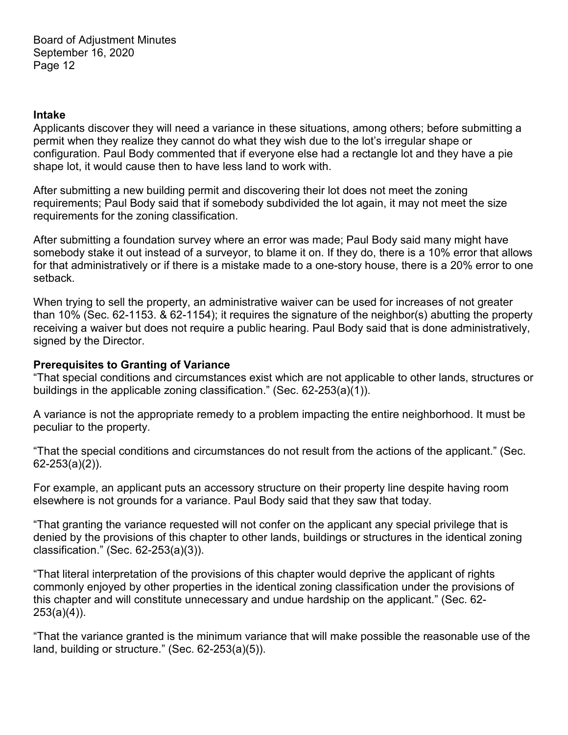## Intake

Applicants discover they will need a variance in these situations, among others; before submitting a permit when they realize they cannot do what they wish due to the lot's irregular shape or configuration. Paul Body commented that if everyone else had a rectangle lot and they have a pie shape lot, it would cause then to have less land to work with.

After submitting a new building permit and discovering their lot does not meet the zoning requirements; Paul Body said that if somebody subdivided the lot again, it may not meet the size requirements for the zoning classification.

After submitting a foundation survey where an error was made; Paul Body said many might have somebody stake it out instead of a surveyor, to blame it on. If they do, there is a 10% error that allows for that administratively or if there is a mistake made to a one-story house, there is a 20% error to one setback.

When trying to sell the property, an administrative waiver can be used for increases of not greater than 10% (Sec. 62-1153. & 62-1154); it requires the signature of the neighbor(s) abutting the property receiving a waiver but does not require a public hearing. Paul Body said that is done administratively, signed by the Director.

## Prerequisites to Granting of Variance

"That special conditions and circumstances exist which are not applicable to other lands, structures or buildings in the applicable zoning classification." (Sec. 62-253(a)(1)).

A variance is not the appropriate remedy to a problem impacting the entire neighborhood. It must be peculiar to the property.

"That the special conditions and circumstances do not result from the actions of the applicant." (Sec. 62-253(a)(2)).

For example, an applicant puts an accessory structure on their property line despite having room elsewhere is not grounds for a variance. Paul Body said that they saw that today.

"That granting the variance requested will not confer on the applicant any special privilege that is denied by the provisions of this chapter to other lands, buildings or structures in the identical zoning classification." (Sec. 62-253(a)(3)).

"That literal interpretation of the provisions of this chapter would deprive the applicant of rights commonly enjoyed by other properties in the identical zoning classification under the provisions of this chapter and will constitute unnecessary and undue hardship on the applicant." (Sec. 62-253(a)(4)).

"That the variance granted is the minimum variance that will make possible the reasonable use of the land, building or structure." (Sec. 62-253(a)(5)).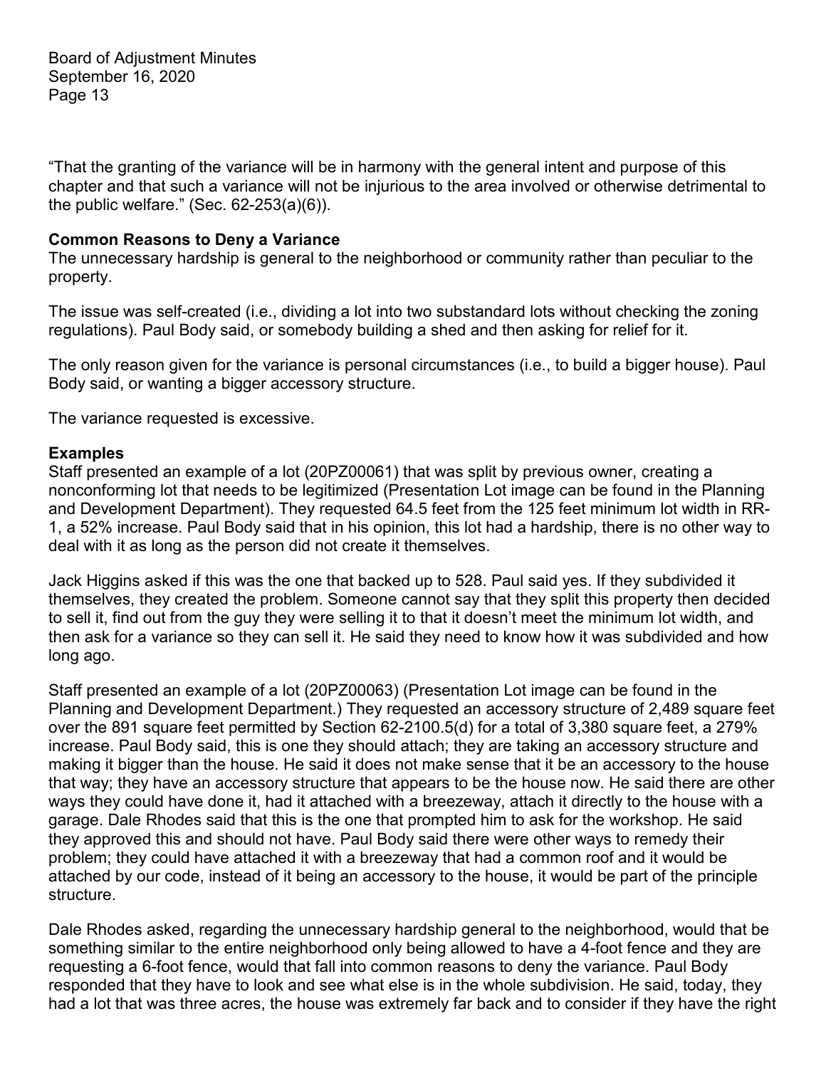"That the granting of the variance will be in harmony with the general intent and purpose of this chapter and that such a variance will not be injurious to the area involved or otherwise detrimental to the public welfare." (Sec. 62-253(a)(6)).

**Common Reasons to Deny a Variance**

The unnecessary hardship is general to the neighborhood or community rather than peculiar to the property.

The issue was self-created (i.e., dividing a lot into two substandard lots without checking the zoning regulations). Paul Body said, or somebody building a shed and then asking for relief for it.

The only reason given for the variance is personal circumstances (i.e., to build a bigger house). Paul Body said, or wanting a bigger accessory structure.

The variance requested is excessive.

**Examples**

Staff presented an example of a lot (20PZ00061) that was split by previous owner, creating a nonconforming lot that needs to be legitimized (Presentation Lot image can be found in the Planning and Development Department). They requested 64.5 feet from the 125 feet minimum lot width in RR-1, a 52% increase. Paul Body said that in his opinion, this lot had a hardship, there is no other way to deal with it as long as the person did not create it themselves.

Jack Higgins asked if this was the one that backed up to 528. Paul said yes. If they subdivided it themselves, they created the problem. Someone cannot say that they split this property then decided to sell it, find out from the guy they were selling it to that it doesn't meet the minimum lot width, and then ask for a variance so they can sell it. He said they need to know how it was subdivided and how long ago.

Staff presented an example of a lot (20PZ00063) (Presentation Lot image can be found in the Planning and Development Department.) They requested an accessory structure of 2,489 square feet over the 891 square feet permitted by Section 62-2100.5(d) for a total of 3,380 square feet, a 279% increase. Paul Body said, this is one they should attach; they are taking an accessory structure and making it bigger than the house. He said it does not make sense that it be an accessory to the house that way; they have an accessory structure that appears to be the house now. He said there are other ways they could have done it, had it attached with a breezeway, attach it directly to the house with a garage. Dale Rhodes said that this is the one that prompted him to ask for the workshop. He said they approved this and should not have. Paul Body said there were other ways to remedy their problem; they could have attached it with a breezeway that had a common roof and it would be attached by our code, instead of it being an accessory to the house, it would be part of the principle structure.

Dale Rhodes asked, regarding the unnecessary hardship general to the neighborhood, would that be something similar to the entire neighborhood only being allowed to have a 4-foot fence and they are requesting a 6-foot fence, would that fall into common reasons to deny the variance. Paul Body responded that they have to look and see what else is in the whole subdivision. He said, today, they had a lot that was three acres, the house was extremely far back and to consider if they have the right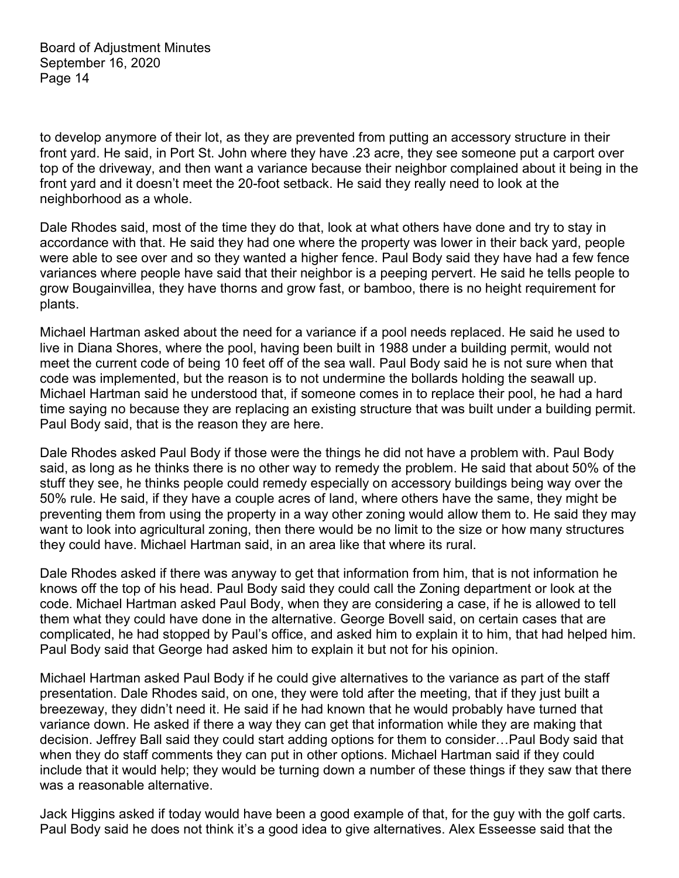to develop anymore of their lot, as they are prevented from putting an accessory structure in their front yard. He said, in Port St. John where they have .23 acre, they see someone put a carport over top of the driveway, and then want a variance because their neighbor complained about it being in the front yard and it doesn't meet the 20-foot setback. He said they really need to look at the neighborhood as a whole.

Dale Rhodes said, most of the time they do that, look at what others have done and try to stay in accordance with that. He said they had one where the property was lower in their back yard, people were able to see over and so they wanted a higher fence. Paul Body said they have had a few fence variances where people have said that their neighbor is a peeping pervert. He said he tells people to grow Bougainvillea, they have thorns and grow fast, or bamboo, there is no height requirement for plants.

Michael Hartman asked about the need for a variance if a pool needs replaced. He said he used to live in Diana Shores, where the pool, having been built in 1988 under a building permit, would not meet the current code of being 10 feet off of the sea wall. Paul Body said he is not sure when that code was implemented, but the reason is to not undermine the bollards holding the seawall up. Michael Hartman said he understood that, if someone comes in to replace their pool, he had a hard time saying no because they are replacing an existing structure that was built under a building permit. Paul Body said, that is the reason they are here.

Dale Rhodes asked Paul Body if those were the things he did not have a problem with. Paul Body said, as long as he thinks there is no other way to remedy the problem. He said that about 50% of the stuff they see, he thinks people could remedy especially on accessory buildings being way over the 50% rule. He said, if they have a couple acres of land, where others have the same, they might be preventing them from using the property in a way other zoning would allow them to. He said they may want to look into agricultural zoning, then there would be no limit to the size or how many structures they could have. Michael Hartman said, in an area like that where its rural.

Dale Rhodes asked if there was anyway to get that information from him, that is not information he knows off the top of his head. Paul Body said they could call the Zoning department or look at the code. Michael Hartman asked Paul Body, when they are considering a case, if he is allowed to tell them what they could have done in the alternative. George Bovell said, on certain cases that are complicated, he had stopped by Paul's office, and asked him to explain it to him, that had helped him. Paul Body said that George had asked him to explain it but not for his opinion.

Michael Hartman asked Paul Body if he could give alternatives to the variance as part of the staff presentation. Dale Rhodes said, on one, they were told after the meeting, that if they just built a breezeway, they didn't need it. He said if he had known that he would probably have turned that variance down. He asked if there a way they can get that information while they are making that decision. Jeffrey Ball said they could start adding options for them to consider…Paul Body said that when they do staff comments they can put in other options. Michael Hartman said if they could include that it would help; they would be turning down a number of these things if they saw that there was a reasonable alternative.

Jack Higgins asked if today would have been a good example of that, for the guy with the golf carts. Paul Body said he does not think it's a good idea to give alternatives. Alex Esseesse said that the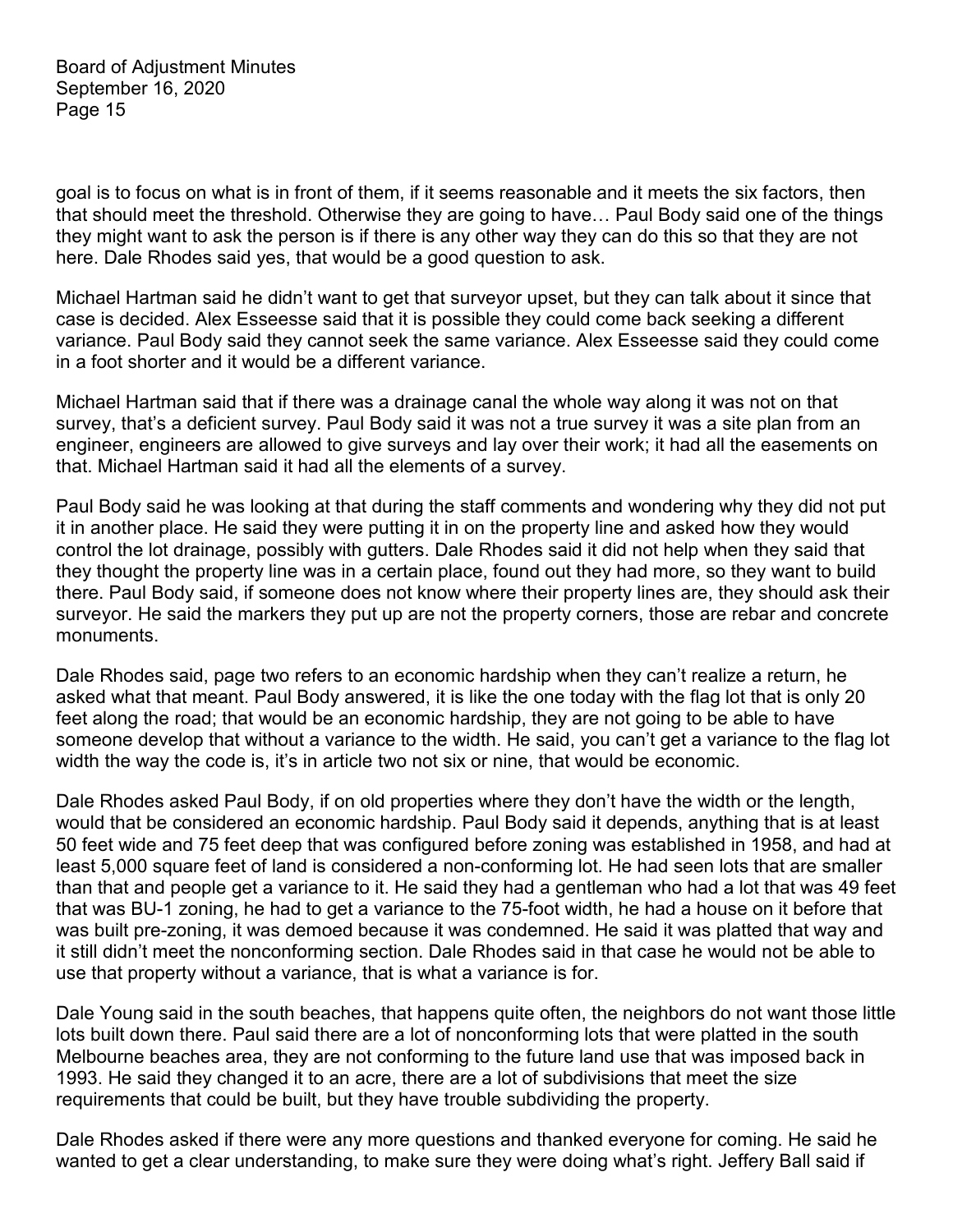goal is to focus on what is in front of them, if it seems reasonable and it meets the six factors, then that should meet the threshold. Otherwise they are going to have… Paul Body said one of the things they might want to ask the person is if there is any other way they can do this so that they are not here. Dale Rhodes said yes, that would be a good question to ask.

Michael Hartman said he didn't want to get that surveyor upset, but they can talk about it since that case is decided. Alex Esseesse said that it is possible they could come back seeking a different variance. Paul Body said they cannot seek the same variance. Alex Esseesse said they could come in a foot shorter and it would be a different variance.

Michael Hartman said that if there was a drainage canal the whole way along it was not on that survey, that's a deficient survey. Paul Body said it was not a true survey it was a site plan from an engineer, engineers are allowed to give surveys and lay over their work; it had all the easements on that. Michael Hartman said it had all the elements of a survey.

Paul Body said he was looking at that during the staff comments and wondering why they did not put it in another place. He said they were putting it in on the property line and asked how they would control the lot drainage, possibly with gutters. Dale Rhodes said it did not help when they said that they thought the property line was in a certain place, found out they had more, so they want to build there. Paul Body said, if someone does not know where their property lines are, they should ask their surveyor. He said the markers they put up are not the property corners, those are rebar and concrete monuments.

Dale Rhodes said, page two refers to an economic hardship when they can't realize a return, he asked what that meant. Paul Body answered, it is like the one today with the flag lot that is only 20 feet along the road; that would be an economic hardship, they are not going to be able to have someone develop that without a variance to the width. He said, you can't get a variance to the flag lot width the way the code is, it's in article two not six or nine, that would be economic.

Dale Rhodes asked Paul Body, if on old properties where they don't have the width or the length, would that be considered an economic hardship. Paul Body said it depends, anything that is at least 50 feet wide and 75 feet deep that was configured before zoning was established in 1958, and had at least 5,000 square feet of land is considered a non-conforming lot. He had seen lots that are smaller than that and people get a variance to it. He said they had a gentleman who had a lot that was 49 feet that was BU-1 zoning, he had to get a variance to the 75-foot width, he had a house on it before that was built pre-zoning, it was demoed because it was condemned. He said it was platted that way and it still didn't meet the nonconforming section. Dale Rhodes said in that case he would not be able to use that property without a variance, that is what a variance is for.

Dale Young said in the south beaches, that happens quite often, the neighbors do not want those little lots built down there. Paul said there are a lot of nonconforming lots that were platted in the south Melbourne beaches area, they are not conforming to the future land use that was imposed back in 1993. He said they changed it to an acre, there are a lot of subdivisions that meet the size requirements that could be built, but they have trouble subdividing the property.

Dale Rhodes asked if there were any more questions and thanked everyone for coming. He said he wanted to get a clear understanding, to make sure they were doing what's right. Jeffery Ball said if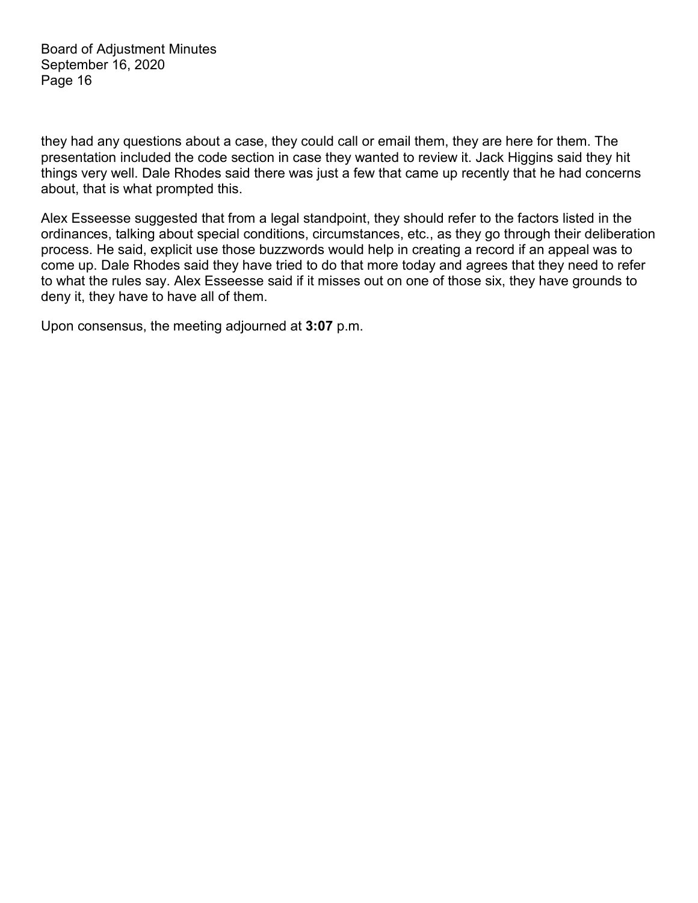they had any questions about a case, they could call or email them, they are here for them. The presentation included the code section in case they wanted to review it. Jack Higgins said they hit things very well. Dale Rhodes said there was just a few that came up recently that he had concerns about, that is what prompted this.

Alex Esseesse suggested that from a legal standpoint, they should refer to the factors listed in the ordinances, talking about special conditions, circumstances, etc., as they go through their deliberation process. He said, explicit use those buzzwords would help in creating a record if an appeal was to come up. Dale Rhodes said they have tried to do that more today and agrees that they need to refer to what the rules say. Alex Esseesse said if it misses out on one of those six, they have grounds to deny it, they have to have all of them.

Upon consensus, the meeting adjourned at **3:07** p.m.